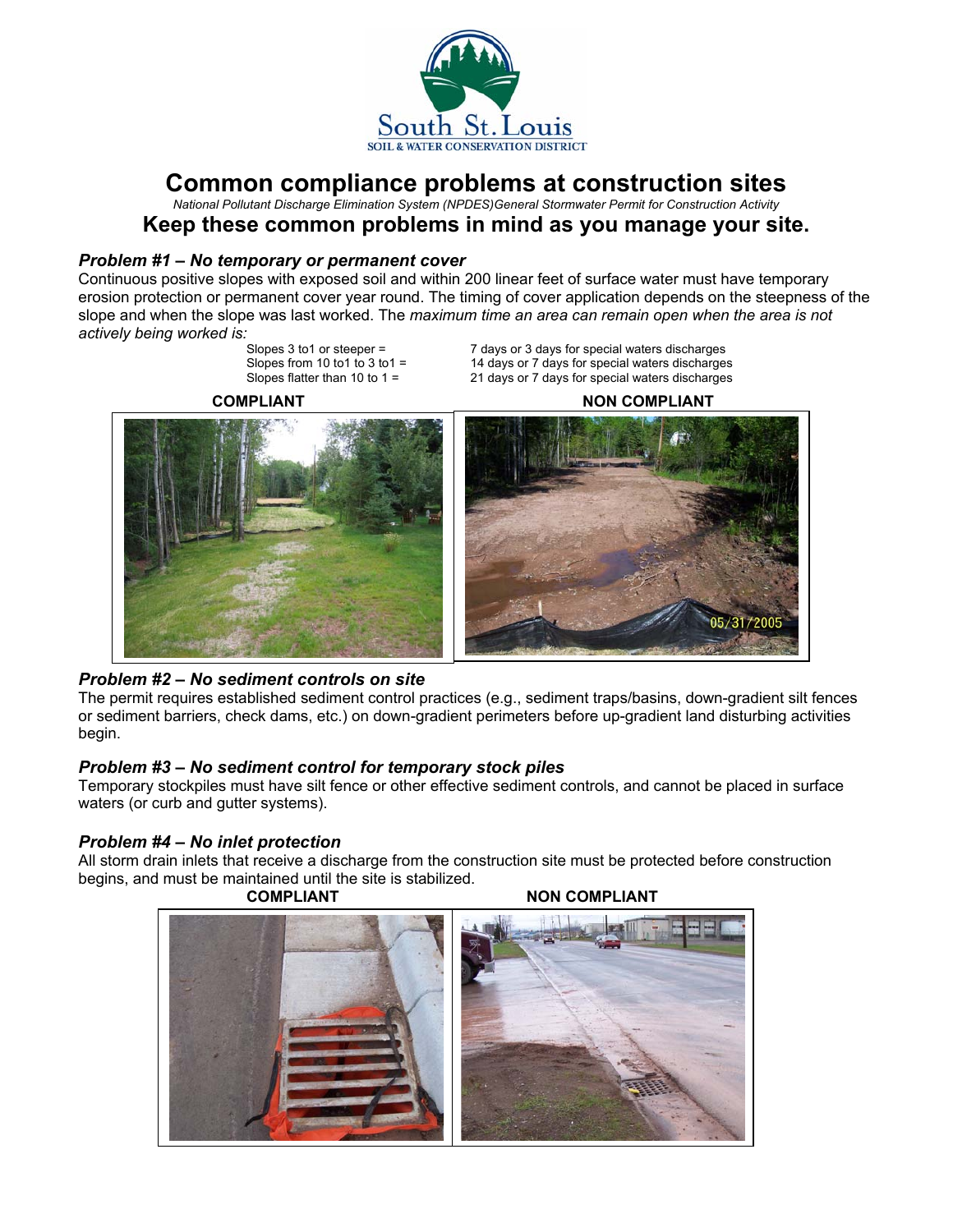South St. Louis
SOIL & WATER CONSERVATION DISTRICT

# Common compliance problems at construction sites

*National Pollutant Discharge Elimination System (NPDES)General Stormwater Permit for Construction Activity*

## Keep these common problems in mind as you manage your site.

### *Problem #1 – No temporary or permanent cover*

Continuous positive slopes with exposed soil and within 200 linear feet of surface water must have temporary erosion protection or permanent cover year round. The timing of cover application depends on the steepness of the slope and when the slope was last worked. The *maximum time an area can remain open when the area is not actively being worked is:*

Slopes 3 to1 or steeper = 7 days or 3 days for special waters discharges
Slopes from 10 to1 to 3 to1 = 14 days or 7 days for special waters discharges
Slopes flatter than 10 to 1 = 21 days or 7 days for special waters discharges

**COMPLIANT** **NON COMPLIANT**

05/31/2005

### *Problem #2 – No sediment controls on site*

The permit requires established sediment control practices (e.g., sediment traps/basins, down-gradient silt fences or sediment barriers, check dams, etc.) on down-gradient perimeters before up-gradient land disturbing activities begin.

### *Problem #3 – No sediment control for temporary stock piles*

Temporary stockpiles must have silt fence or other effective sediment controls, and cannot be placed in surface waters (or curb and gutter systems).

### *Problem #4 – No inlet protection*

All storm drain inlets that receive a discharge from the construction site must be protected before construction begins, and must be maintained until the site is stabilized.

**COMPLIANT** **NON COMPLIANT**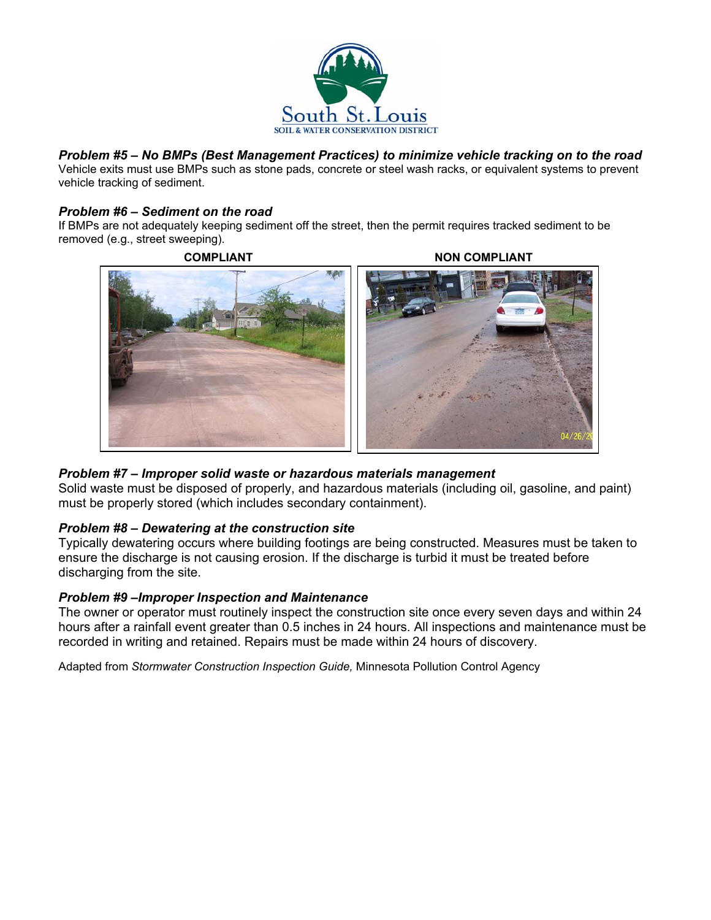**South St. Louis**
SOIL & WATER CONSERVATION DISTRICT

### *Problem #5 – No BMPs (Best Management Practices) to minimize vehicle tracking on to the road*

Vehicle exits must use BMPs such as stone pads, concrete or steel wash racks, or equivalent systems to prevent vehicle tracking of sediment.

### *Problem #6 – Sediment on the road*

If BMPs are not adequately keeping sediment off the street, then the permit requires tracked sediment to be removed (e.g., street sweeping).

**COMPLIANT**

**NON COMPLIANT**

### *Problem #7 – Improper solid waste or hazardous materials management*

Solid waste must be disposed of properly, and hazardous materials (including oil, gasoline, and paint) must be properly stored (which includes secondary containment).

### *Problem #8 – Dewatering at the construction site*

Typically dewatering occurs where building footings are being constructed. Measures must be taken to ensure the discharge is not causing erosion. If the discharge is turbid it must be treated before discharging from the site.

### *Problem #9 –Improper Inspection and Maintenance*

The owner or operator must routinely inspect the construction site once every seven days and within 24 hours after a rainfall event greater than 0.5 inches in 24 hours. All inspections and maintenance must be recorded in writing and retained. Repairs must be made within 24 hours of discovery.

Adapted from *Stormwater Construction Inspection Guide,* Minnesota Pollution Control Agency